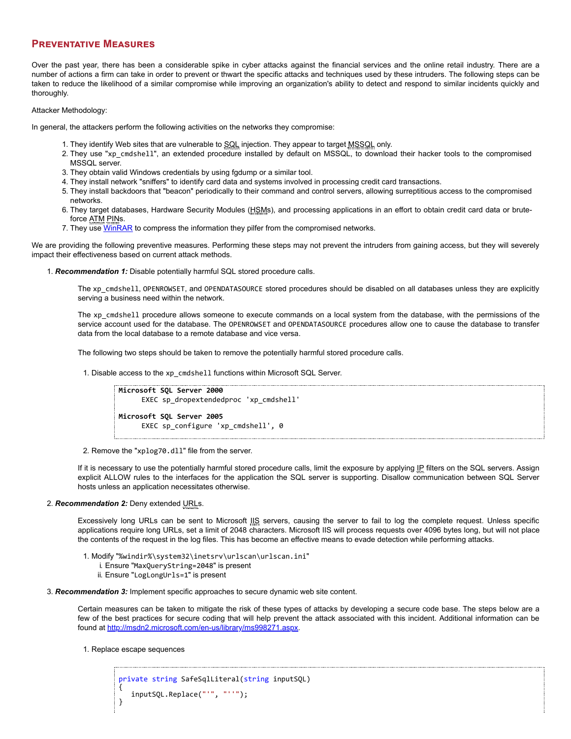## Preventative Measures

Over the past year, there has been a considerable spike in cyber attacks against the financial services and the online retail industry. There are a number of actions a firm can take in order to prevent or thwart the specific attacks and techniques used by these intruders. The following steps can be taken to reduce the likelihood of a similar compromise while improving an organization's ability to detect and respond to similar incidents quickly and thoroughly.

Attacker Methodology:

In general, the attackers perform the following activities on the networks they compromise:

1. They identify Web sites that are vulnerable to SQL injection. They appear to target MSSQL only.
2. They use "`xp_cmdshell`", an extended procedure installed by default on MSSQL, to download their hacker tools to the compromised MSSQL server.
3. They obtain valid Windows credentials by using fgdump or a similar tool.
4. They install network "sniffers" to identify card data and systems involved in processing credit card transactions.
5. They install backdoors that "beacon" periodically to their command and control servers, allowing surreptitious access to the compromised networks.
6. They target databases, Hardware Security Modules (HSMs), and processing applications in an effort to obtain credit card data or brute-force ATM PINs.
7. They use WinRAR to compress the information they pilfer from the compromised networks.

We are providing the following preventive measures. Performing these steps may not prevent the intruders from gaining access, but they will severely impact their effectiveness based on current attack methods.

1. ***Recommendation 1:*** Disable potentially harmful SQL stored procedure calls.

   The `xp_cmdshell`, `OPENROWSET`, and `OPENDATASOURCE` stored procedures should be disabled on all databases unless they are explicitly serving a business need within the network.

   The `xp_cmdshell` procedure allows someone to execute commands on a local system from the database, with the permissions of the service account used for the database. The `OPENROWSET` and `OPENDATASOURCE` procedures allow one to cause the database to transfer data from the local database to a remote database and vice versa.

   The following two steps should be taken to remove the potentially harmful stored procedure calls.

   1. Disable access to the `xp_cmdshell` functions within Microsoft SQL Server.

      ```
      Microsoft SQL Server 2000
            EXEC sp_dropextendedproc 'xp_cmdshell'

      Microsoft SQL Server 2005
            EXEC sp_configure 'xp_cmdshell', 0
      ```

   2. Remove the "`xplog70.dll`" file from the server.

   If it is necessary to use the potentially harmful stored procedure calls, limit the exposure by applying IP filters on the SQL servers. Assign explicit ALLOW rules to the interfaces for the application the SQL server is supporting. Disallow communication between SQL Server hosts unless an application necessitates otherwise.

2. ***Recommendation 2:*** Deny extended URLs.

   Excessively long URLs can be sent to Microsoft IIS servers, causing the server to fail to log the complete request. Unless specific applications require long URLs, set a limit of 2048 characters. Microsoft IIS will process requests over 4096 bytes long, but will not place the contents of the request in the log files. This has become an effective means to evade detection while performing attacks.

   1. Modify "`%windir%\system32\inetsrv\urlscan\urlscan.ini`"
      1. Ensure "`MaxQueryString=2048`" is present
      2. Ensure "`LogLongUrls=1`" is present

3. ***Recommendation 3:*** Implement specific approaches to secure dynamic web site content.

   Certain measures can be taken to mitigate the risk of these types of attacks by developing a secure code base. The steps below are a few of the best practices for secure coding that will help prevent the attack associated with this incident. Additional information can be found at http://msdn2.microsoft.com/en-us/library/ms998271.aspx.

   1. Replace escape sequences

      ```
      private string SafeSqlLiteral(string inputSQL)
      {
         inputSQL.Replace("'", "''");
      }
      ```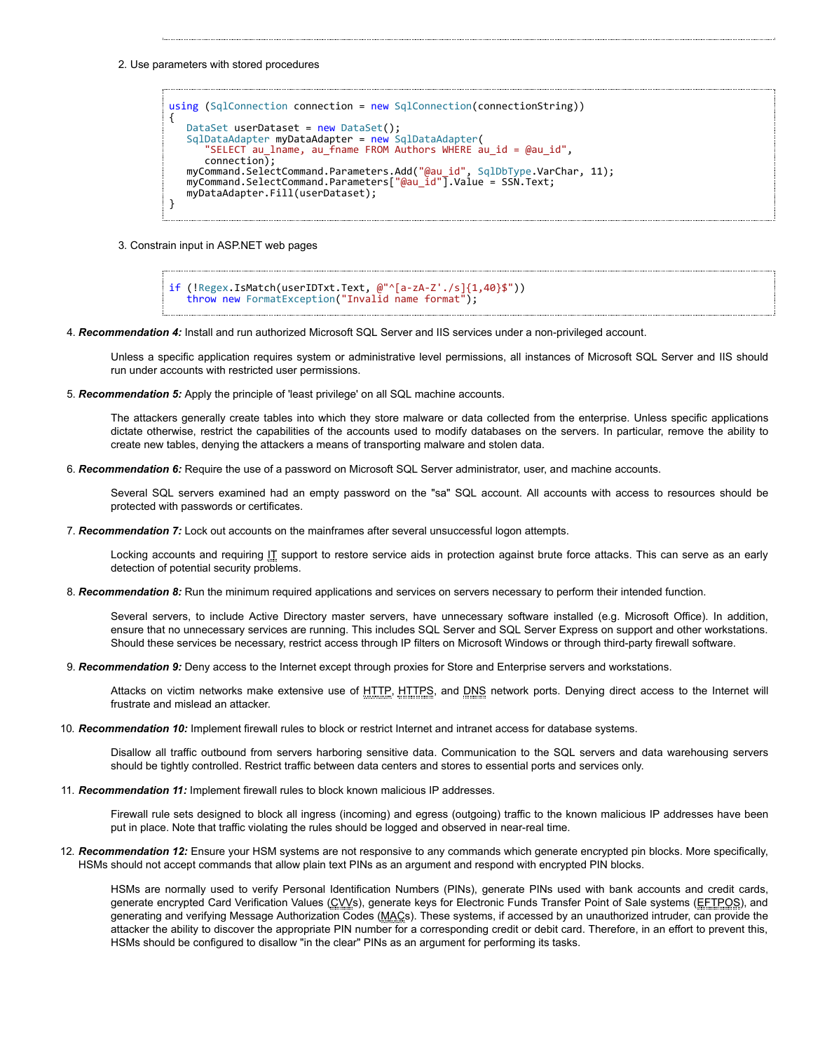2. Use parameters with stored procedures

```
using (SqlConnection connection = new SqlConnection(connectionString))
{
   DataSet userDataset = new DataSet();
   SqlDataAdapter myDataAdapter = new SqlDataAdapter(
      "SELECT au_lname, au_fname FROM Authors WHERE au_id = @au_id",
      connection);
   myCommand.SelectCommand.Parameters.Add("@au_id", SqlDbType.VarChar, 11);
   myCommand.SelectCommand.Parameters["@au_id"].Value = SSN.Text;
   myDataAdapter.Fill(userDataset);
}
```

3. Constrain input in ASP.NET web pages

```
if (!Regex.IsMatch(userIDTxt.Text, @"^[a-zA-Z'./s]{1,40}$"))
   throw new FormatException("Invalid name format");
```

4. ***Recommendation 4:*** Install and run authorized Microsoft SQL Server and IIS services under a non-privileged account.

   Unless a specific application requires system or administrative level permissions, all instances of Microsoft SQL Server and IIS should run under accounts with restricted user permissions.

5. ***Recommendation 5:*** Apply the principle of 'least privilege' on all SQL machine accounts.

   The attackers generally create tables into which they store malware or data collected from the enterprise. Unless specific applications dictate otherwise, restrict the capabilities of the accounts used to modify databases on the servers. In particular, remove the ability to create new tables, denying the attackers a means of transporting malware and stolen data.

6. ***Recommendation 6:*** Require the use of a password on Microsoft SQL Server administrator, user, and machine accounts.

   Several SQL servers examined had an empty password on the "sa" SQL account. All accounts with access to resources should be protected with passwords or certificates.

7. ***Recommendation 7:*** Lock out accounts on the mainframes after several unsuccessful logon attempts.

   Locking accounts and requiring IT support to restore service aids in protection against brute force attacks. This can serve as an early detection of potential security problems.

8. ***Recommendation 8:*** Run the minimum required applications and services on servers necessary to perform their intended function.

   Several servers, to include Active Directory master servers, have unnecessary software installed (e.g. Microsoft Office). In addition, ensure that no unnecessary services are running. This includes SQL Server and SQL Server Express on support and other workstations. Should these services be necessary, restrict access through IP filters on Microsoft Windows or through third-party firewall software.

9. ***Recommendation 9:*** Deny access to the Internet except through proxies for Store and Enterprise servers and workstations.

   Attacks on victim networks make extensive use of HTTP, HTTPS, and DNS network ports. Denying direct access to the Internet will frustrate and mislead an attacker.

10. ***Recommendation 10:*** Implement firewall rules to block or restrict Internet and intranet access for database systems.

    Disallow all traffic outbound from servers harboring sensitive data. Communication to the SQL servers and data warehousing servers should be tightly controlled. Restrict traffic between data centers and stores to essential ports and services only.

11. ***Recommendation 11:*** Implement firewall rules to block known malicious IP addresses.

    Firewall rule sets designed to block all ingress (incoming) and egress (outgoing) traffic to the known malicious IP addresses have been put in place. Note that traffic violating the rules should be logged and observed in near-real time.

12. ***Recommendation 12:*** Ensure your HSM systems are not responsive to any commands which generate encrypted pin blocks. More specifically, HSMs should not accept commands that allow plain text PINs as an argument and respond with encrypted PIN blocks.

    HSMs are normally used to verify Personal Identification Numbers (PINs), generate PINs used with bank accounts and credit cards, generate encrypted Card Verification Values (CVVs), generate keys for Electronic Funds Transfer Point of Sale systems (EFTPOS), and generating and verifying Message Authorization Codes (MACs). These systems, if accessed by an unauthorized intruder, can provide the attacker the ability to discover the appropriate PIN number for a corresponding credit or debit card. Therefore, in an effort to prevent this, HSMs should be configured to disallow "in the clear" PINs as an argument for performing its tasks.